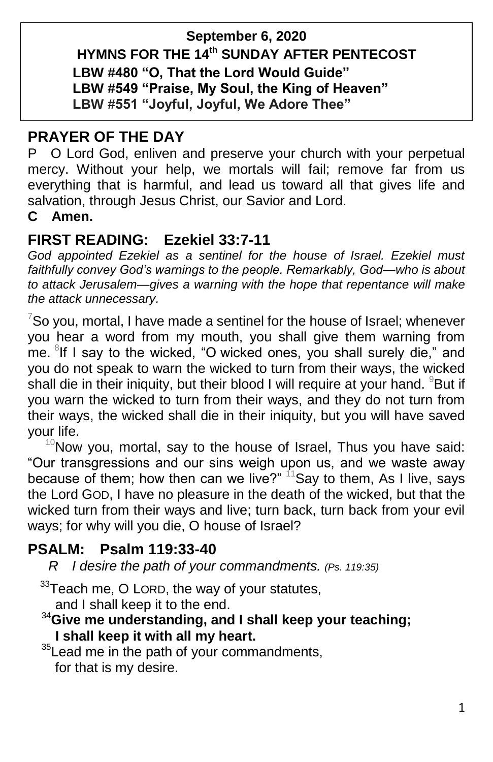**September 6, 2020**

**HYMNS FOR THE 14th SUNDAY AFTER PENTECOST**

**LBW #480 "O, That the Lord Would Guide"**
**LBW #549 "Praise, My Soul, the King of Heaven"**
**LBW #551 "Joyful, Joyful, We Adore Thee"**

## PRAYER OF THE DAY

P O Lord God, enliven and preserve your church with your perpetual mercy. Without your help, we mortals will fail; remove far from us everything that is harmful, and lead us toward all that gives life and salvation, through Jesus Christ, our Savior and Lord.

**C Amen.**

## FIRST READING: Ezekiel 33:7-11

*God appointed Ezekiel as a sentinel for the house of Israel. Ezekiel must faithfully convey God's warnings to the people. Remarkably, God—who is about to attack Jerusalem—gives a warning with the hope that repentance will make the attack unnecessary.*

[7]So you, mortal, I have made a sentinel for the house of Israel; whenever you hear a word from my mouth, you shall give them warning from me. [8]If I say to the wicked, "O wicked ones, you shall surely die," and you do not speak to warn the wicked to turn from their ways, the wicked shall die in their iniquity, but their blood I will require at your hand. [9]But if you warn the wicked to turn from their ways, and they do not turn from their ways, the wicked shall die in their iniquity, but you will have saved your life.

[10]Now you, mortal, say to the house of Israel, Thus you have said: "Our transgressions and our sins weigh upon us, and we waste away because of them; how then can we live?" [11]Say to them, As I live, says the Lord GOD, I have no pleasure in the death of the wicked, but that the wicked turn from their ways and live; turn back, turn back from your evil ways; for why will you die, O house of Israel?

## PSALM: Psalm 119:33-40

*R I desire the path of your commandments. (Ps. 119:35)*

[33]Teach me, O LORD, the way of your statutes,
and I shall keep it to the end.

**[34]Give me understanding, and I shall keep your teaching;**
**I shall keep it with all my heart.**

[35]Lead me in the path of your commandments,
for that is my desire.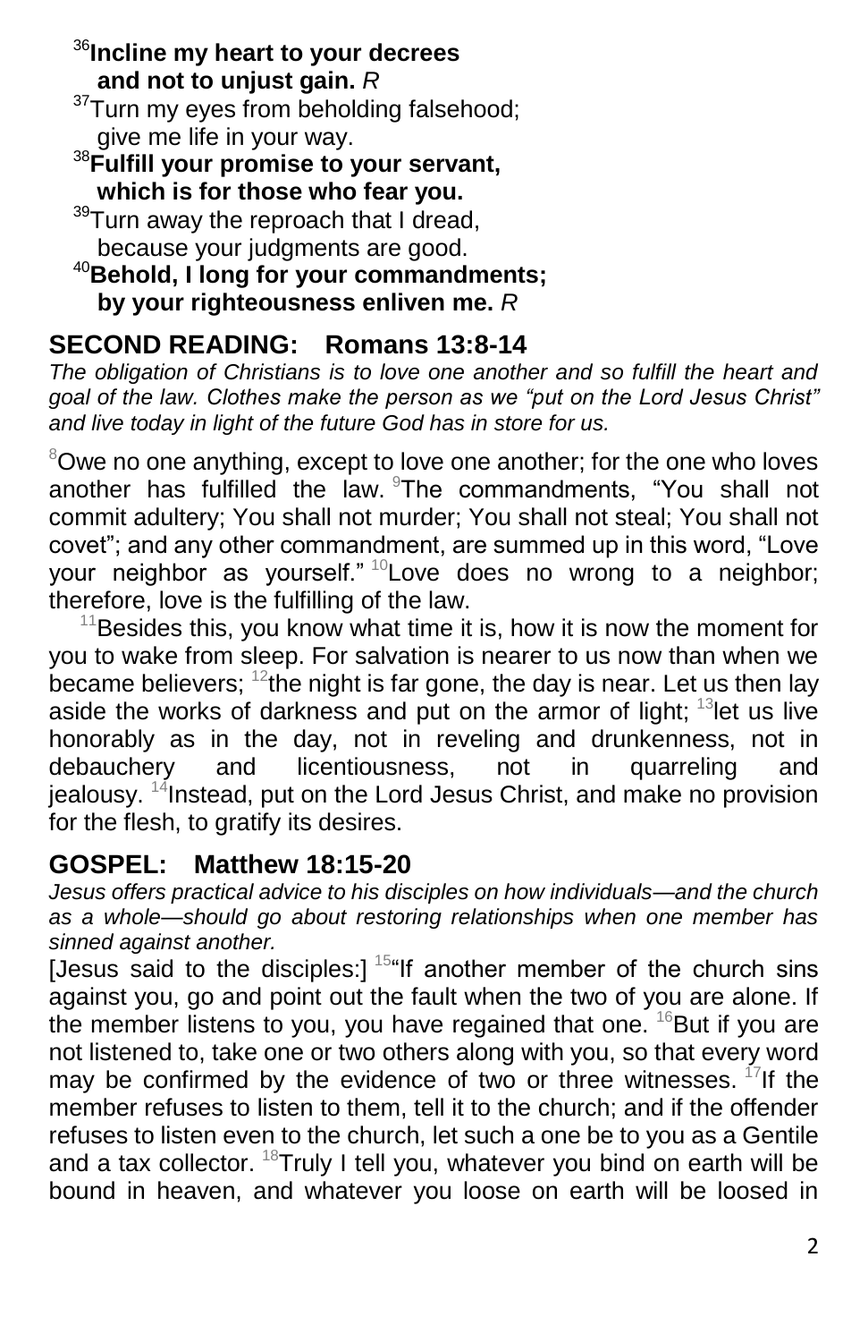[36]**Incline my heart to your decrees**
**and not to unjust gain.** *R*

[37]Turn my eyes from beholding falsehood;
give me life in your way.

[38]**Fulfill your promise to your servant,**
**which is for those who fear you.**

[39]Turn away the reproach that I dread,
because your judgments are good.

[40]**Behold, I long for your commandments;**
**by your righteousness enliven me.** *R*

## SECOND READING: Romans 13:8-14

*The obligation of Christians is to love one another and so fulfill the heart and goal of the law. Clothes make the person as we "put on the Lord Jesus Christ" and live today in light of the future God has in store for us.*

[8]Owe no one anything, except to love one another; for the one who loves another has fulfilled the law. [9]The commandments, "You shall not commit adultery; You shall not murder; You shall not steal; You shall not covet"; and any other commandment, are summed up in this word, "Love your neighbor as yourself." [10]Love does no wrong to a neighbor; therefore, love is the fulfilling of the law.

[11]Besides this, you know what time it is, how it is now the moment for you to wake from sleep. For salvation is nearer to us now than when we became believers; [12]the night is far gone, the day is near. Let us then lay aside the works of darkness and put on the armor of light; [13]let us live honorably as in the day, not in reveling and drunkenness, not in debauchery and licentiousness, not in quarreling and jealousy. [14]Instead, put on the Lord Jesus Christ, and make no provision for the flesh, to gratify its desires.

## GOSPEL: Matthew 18:15-20

*Jesus offers practical advice to his disciples on how individuals—and the church as a whole—should go about restoring relationships when one member has sinned against another.*

[Jesus said to the disciples:] [15]"If another member of the church sins against you, go and point out the fault when the two of you are alone. If the member listens to you, you have regained that one. [16]But if you are not listened to, take one or two others along with you, so that every word may be confirmed by the evidence of two or three witnesses. [17]If the member refuses to listen to them, tell it to the church; and if the offender refuses to listen even to the church, let such a one be to you as a Gentile and a tax collector. [18]Truly I tell you, whatever you bind on earth will be bound in heaven, and whatever you loose on earth will be loosed in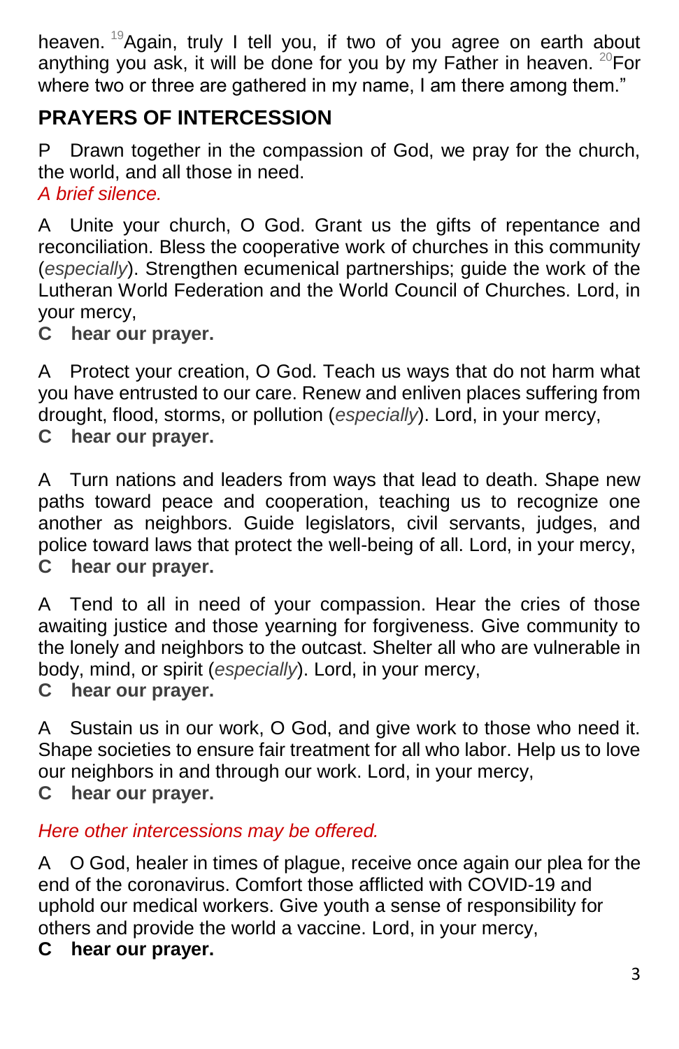heaven. [19]Again, truly I tell you, if two of you agree on earth about anything you ask, it will be done for you by my Father in heaven. [20]For where two or three are gathered in my name, I am there among them."

## PRAYERS OF INTERCESSION

P Drawn together in the compassion of God, we pray for the church, the world, and all those in need.
*A brief silence.*

A Unite your church, O God. Grant us the gifts of repentance and reconciliation. Bless the cooperative work of churches in this community (*especially*). Strengthen ecumenical partnerships; guide the work of the Lutheran World Federation and the World Council of Churches. Lord, in your mercy,
**C hear our prayer.**

A Protect your creation, O God. Teach us ways that do not harm what you have entrusted to our care. Renew and enliven places suffering from drought, flood, storms, or pollution (*especially*). Lord, in your mercy,
**C hear our prayer.**

A Turn nations and leaders from ways that lead to death. Shape new paths toward peace and cooperation, teaching us to recognize one another as neighbors. Guide legislators, civil servants, judges, and police toward laws that protect the well-being of all. Lord, in your mercy,
**C hear our prayer.**

A Tend to all in need of your compassion. Hear the cries of those awaiting justice and those yearning for forgiveness. Give community to the lonely and neighbors to the outcast. Shelter all who are vulnerable in body, mind, or spirit (*especially*). Lord, in your mercy,
**C hear our prayer.**

A Sustain us in our work, O God, and give work to those who need it. Shape societies to ensure fair treatment for all who labor. Help us to love our neighbors in and through our work. Lord, in your mercy,
**C hear our prayer.**

*Here other intercessions may be offered.*

A O God, healer in times of plague, receive once again our plea for the end of the coronavirus. Comfort those afflicted with COVID-19 and uphold our medical workers. Give youth a sense of responsibility for others and provide the world a vaccine. Lord, in your mercy,
**C hear our prayer.**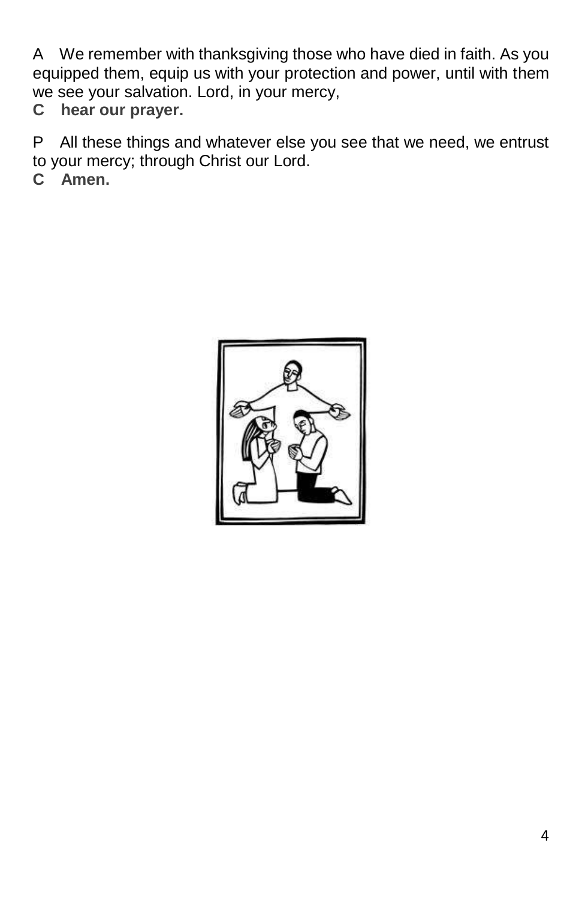A We remember with thanksgiving those who have died in faith. As you equipped them, equip us with your protection and power, until with them we see your salvation. Lord, in your mercy,

**C hear our prayer.**

P All these things and whatever else you see that we need, we entrust to your mercy; through Christ our Lord.

**C Amen.**